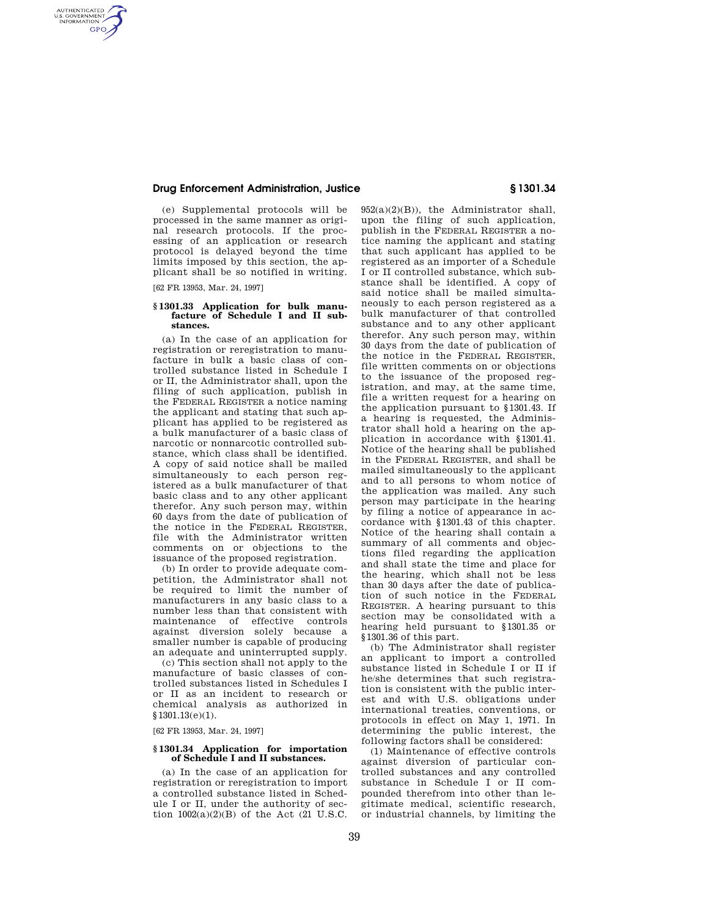(e) Supplemental protocols will be processed in the same manner as original research protocols. If the processing of an application or research protocol is delayed beyond the time limits imposed by this section, the applicant shall be so notified in writing.

[62 FR 13953, Mar. 24, 1997]

### § 1301.33 Application for bulk manufacture of Schedule I and II substances.

(a) In the case of an application for registration or reregistration to manufacture in bulk a basic class of controlled substance listed in Schedule I or II, the Administrator shall, upon the filing of such application, publish in the FEDERAL REGISTER a notice naming the applicant and stating that such applicant has applied to be registered as a bulk manufacturer of a basic class of narcotic or nonnarcotic controlled substance, which class shall be identified. A copy of said notice shall be mailed simultaneously to each person registered as a bulk manufacturer of that basic class and to any other applicant therefor. Any such person may, within 60 days from the date of publication of the notice in the FEDERAL REGISTER, file with the Administrator written comments on or objections to the issuance of the proposed registration.

(b) In order to provide adequate competition, the Administrator shall not be required to limit the number of manufacturers in any basic class to a number less than that consistent with maintenance of effective controls against diversion solely because a smaller number is capable of producing an adequate and uninterrupted supply.

(c) This section shall not apply to the manufacture of basic classes of controlled substances listed in Schedules I or II as an incident to research or chemical analysis as authorized in §1301.13(e)(1).

[62 FR 13953, Mar. 24, 1997]

### § 1301.34 Application for importation of Schedule I and II substances.

(a) In the case of an application for registration or reregistration to import a controlled substance listed in Schedule I or II, under the authority of section 1002(a)(2)(B) of the Act (21 U.S.C. 952(a)(2)(B)), the Administrator shall, upon the filing of such application, publish in the FEDERAL REGISTER a notice naming the applicant and stating that such applicant has applied to be registered as an importer of a Schedule I or II controlled substance, which substance shall be identified. A copy of said notice shall be mailed simultaneously to each person registered as a bulk manufacturer of that controlled substance and to any other applicant therefor. Any such person may, within 30 days from the date of publication of the notice in the FEDERAL REGISTER, file written comments on or objections to the issuance of the proposed registration, and may, at the same time, file a written request for a hearing on the application pursuant to §1301.43. If a hearing is requested, the Administrator shall hold a hearing on the application in accordance with §1301.41. Notice of the hearing shall be published in the FEDERAL REGISTER, and shall be mailed simultaneously to the applicant and to all persons to whom notice of the application was mailed. Any such person may participate in the hearing by filing a notice of appearance in accordance with §1301.43 of this chapter. Notice of the hearing shall contain a summary of all comments and objections filed regarding the application and shall state the time and place for the hearing, which shall not be less than 30 days after the date of publication of such notice in the FEDERAL REGISTER. A hearing pursuant to this section may be consolidated with a hearing held pursuant to §1301.35 or §1301.36 of this part.

(b) The Administrator shall register an applicant to import a controlled substance listed in Schedule I or II if he/she determines that such registration is consistent with the public interest and with U.S. obligations under international treaties, conventions, or protocols in effect on May 1, 1971. In determining the public interest, the following factors shall be considered:

(1) Maintenance of effective controls against diversion of particular controlled substances and any controlled substance in Schedule I or II compounded therefrom into other than legitimate medical, scientific research, or industrial channels, by limiting the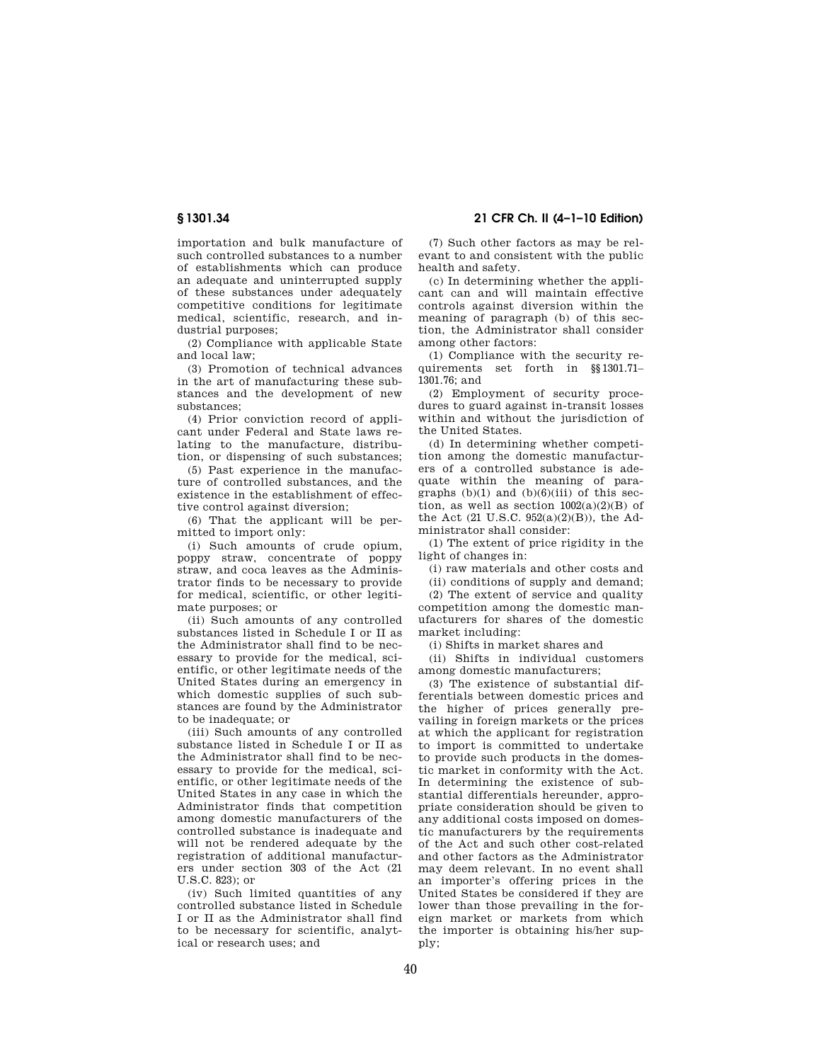importation and bulk manufacture of such controlled substances to a number of establishments which can produce an adequate and uninterrupted supply of these substances under adequately competitive conditions for legitimate medical, scientific, research, and industrial purposes;

(2) Compliance with applicable State and local law;

(3) Promotion of technical advances in the art of manufacturing these substances and the development of new substances;

(4) Prior conviction record of applicant under Federal and State laws relating to the manufacture, distribution, or dispensing of such substances;

(5) Past experience in the manufacture of controlled substances, and the existence in the establishment of effective control against diversion;

(6) That the applicant will be permitted to import only:

(i) Such amounts of crude opium, poppy straw, concentrate of poppy straw, and coca leaves as the Administrator finds to be necessary to provide for medical, scientific, or other legitimate purposes; or

(ii) Such amounts of any controlled substances listed in Schedule I or II as the Administrator shall find to be necessary to provide for the medical, scientific, or other legitimate needs of the United States during an emergency in which domestic supplies of such substances are found by the Administrator to be inadequate; or

(iii) Such amounts of any controlled substance listed in Schedule I or II as the Administrator shall find to be necessary to provide for the medical, scientific, or other legitimate needs of the United States in any case in which the Administrator finds that competition among domestic manufacturers of the controlled substance is inadequate and will not be rendered adequate by the registration of additional manufacturers under section 303 of the Act (21 U.S.C. 823); or

(iv) Such limited quantities of any controlled substance listed in Schedule I or II as the Administrator shall find to be necessary for scientific, analytical or research uses; and

(7) Such other factors as may be relevant to and consistent with the public health and safety.

(c) In determining whether the applicant can and will maintain effective controls against diversion within the meaning of paragraph (b) of this section, the Administrator shall consider among other factors:

(1) Compliance with the security requirements set forth in §§1301.71–1301.76; and

(2) Employment of security procedures to guard against in-transit losses within and without the jurisdiction of the United States.

(d) In determining whether competition among the domestic manufacturers of a controlled substance is adequate within the meaning of paragraphs (b)(1) and (b)(6)(iii) of this section, as well as section 1002(a)(2)(B) of the Act (21 U.S.C. 952(a)(2)(B)), the Administrator shall consider:

(1) The extent of price rigidity in the light of changes in:

(i) raw materials and other costs and

(ii) conditions of supply and demand;

(2) The extent of service and quality competition among the domestic manufacturers for shares of the domestic market including:

(i) Shifts in market shares and

(ii) Shifts in individual customers among domestic manufacturers;

(3) The existence of substantial differentials between domestic prices and the higher of prices generally prevailing in foreign markets or the prices at which the applicant for registration to import is committed to undertake to provide such products in the domestic market in conformity with the Act. In determining the existence of substantial differentials hereunder, appropriate consideration should be given to any additional costs imposed on domestic manufacturers by the requirements of the Act and such other cost-related and other factors as the Administrator may deem relevant. In no event shall an importer's offering prices in the United States be considered if they are lower than those prevailing in the foreign market or markets from which the importer is obtaining his/her supply;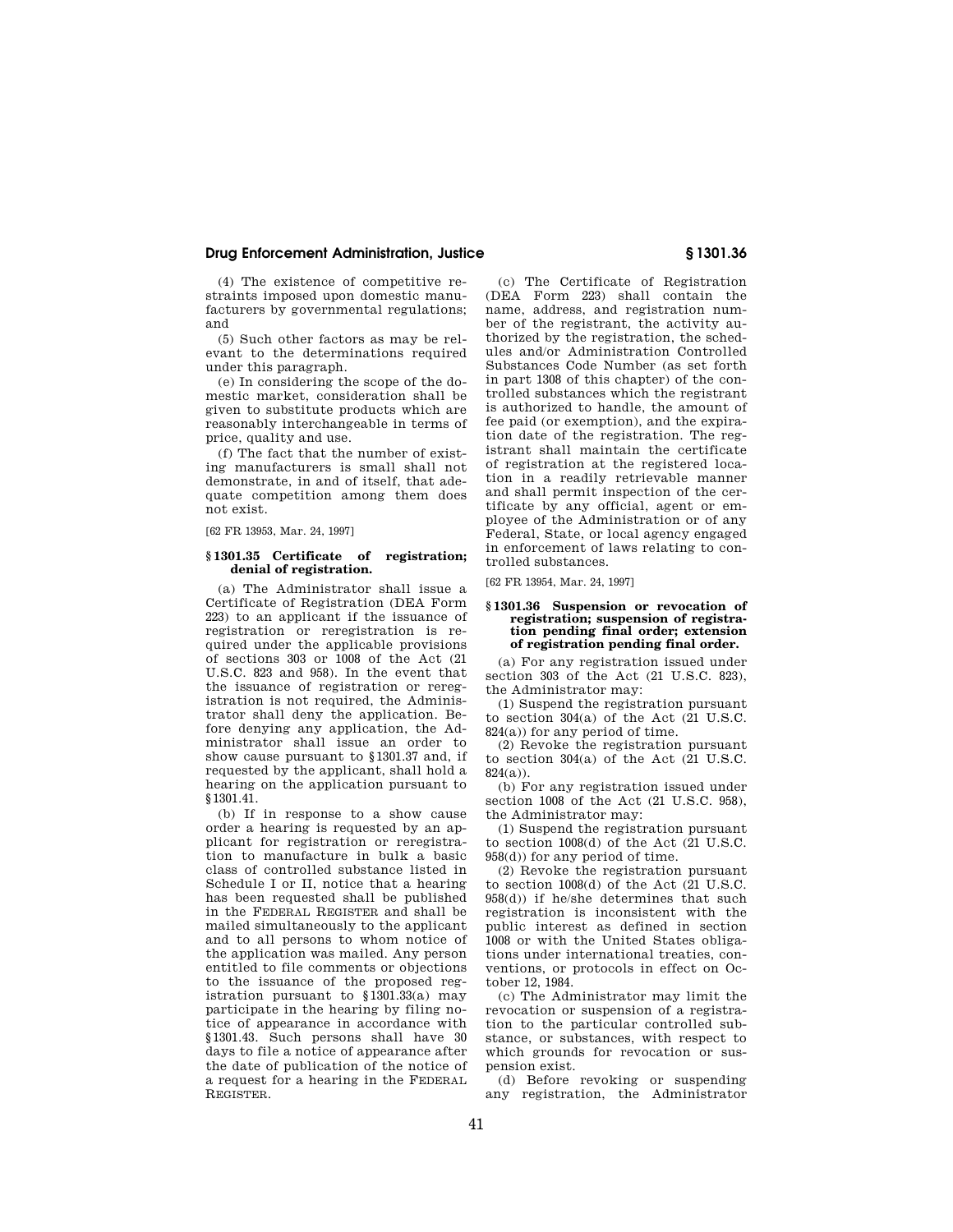(4) The existence of competitive restraints imposed upon domestic manufacturers by governmental regulations; and

(5) Such other factors as may be relevant to the determinations required under this paragraph.

(e) In considering the scope of the domestic market, consideration shall be given to substitute products which are reasonably interchangeable in terms of price, quality and use.

(f) The fact that the number of existing manufacturers is small shall not demonstrate, in and of itself, that adequate competition among them does not exist.

[62 FR 13953, Mar. 24, 1997]

### § 1301.35 Certificate of registration; denial of registration.

(a) The Administrator shall issue a Certificate of Registration (DEA Form 223) to an applicant if the issuance of registration or reregistration is required under the applicable provisions of sections 303 or 1008 of the Act (21 U.S.C. 823 and 958). In the event that the issuance of registration or reregistration is not required, the Administrator shall deny the application. Before denying any application, the Administrator shall issue an order to show cause pursuant to § 1301.37 and, if requested by the applicant, shall hold a hearing on the application pursuant to § 1301.41.

(b) If in response to a show cause order a hearing is requested by an applicant for registration or reregistration to manufacture in bulk a basic class of controlled substance listed in Schedule I or II, notice that a hearing has been requested shall be published in the FEDERAL REGISTER and shall be mailed simultaneously to the applicant and to all persons to whom notice of the application was mailed. Any person entitled to file comments or objections to the issuance of the proposed registration pursuant to § 1301.33(a) may participate in the hearing by filing notice of appearance in accordance with § 1301.43. Such persons shall have 30 days to file a notice of appearance after the date of publication of the notice of a request for a hearing in the FEDERAL REGISTER.

(c) The Certificate of Registration (DEA Form 223) shall contain the name, address, and registration number of the registrant, the activity authorized by the registration, the schedules and/or Administration Controlled Substances Code Number (as set forth in part 1308 of this chapter) of the controlled substances which the registrant is authorized to handle, the amount of fee paid (or exemption), and the expiration date of the registration. The registrant shall maintain the certificate of registration at the registered location in a readily retrievable manner and shall permit inspection of the certificate by any official, agent or employee of the Administration or of any Federal, State, or local agency engaged in enforcement of laws relating to controlled substances.

[62 FR 13954, Mar. 24, 1997]

### § 1301.36 Suspension or revocation of registration; suspension of registration pending final order; extension of registration pending final order.

(a) For any registration issued under section 303 of the Act (21 U.S.C. 823), the Administrator may:

(1) Suspend the registration pursuant to section 304(a) of the Act (21 U.S.C. 824(a)) for any period of time.

(2) Revoke the registration pursuant to section 304(a) of the Act (21 U.S.C. 824(a)).

(b) For any registration issued under section 1008 of the Act (21 U.S.C. 958), the Administrator may:

(1) Suspend the registration pursuant to section 1008(d) of the Act (21 U.S.C. 958(d)) for any period of time.

(2) Revoke the registration pursuant to section 1008(d) of the Act (21 U.S.C. 958(d)) if he/she determines that such registration is inconsistent with the public interest as defined in section 1008 or with the United States obligations under international treaties, conventions, or protocols in effect on October 12, 1984.

(c) The Administrator may limit the revocation or suspension of a registration to the particular controlled substance, or substances, with respect to which grounds for revocation or suspension exist.

(d) Before revoking or suspending any registration, the Administrator